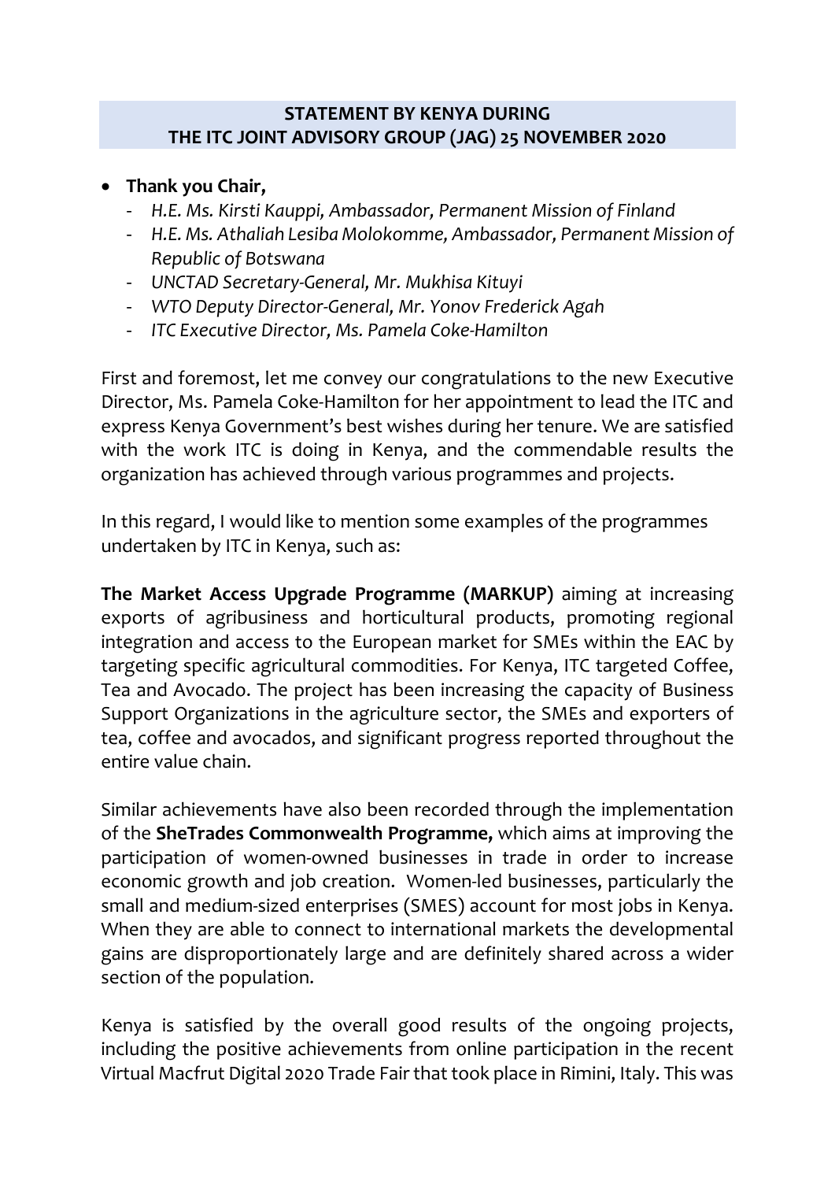**STATEMENT BY KENYA DURING**
**THE ITC JOINT ADVISORY GROUP (JAG) 25 NOVEMBER 2020**

- **Thank you Chair,**
  - *H.E. Ms. Kirsti Kauppi, Ambassador, Permanent Mission of Finland*
  - *H.E. Ms. Athaliah Lesiba Molokomme, Ambassador, Permanent Mission of Republic of Botswana*
  - *UNCTAD Secretary-General, Mr. Mukhisa Kituyi*
  - *WTO Deputy Director-General, Mr. Yonov Frederick Agah*
  - *ITC Executive Director, Ms. Pamela Coke-Hamilton*

First and foremost, let me convey our congratulations to the new Executive Director, Ms. Pamela Coke-Hamilton for her appointment to lead the ITC and express Kenya Government's best wishes during her tenure. We are satisfied with the work ITC is doing in Kenya, and the commendable results the organization has achieved through various programmes and projects.

In this regard, I would like to mention some examples of the programmes undertaken by ITC in Kenya, such as:

**The Market Access Upgrade Programme (MARKUP)** aiming at increasing exports of agribusiness and horticultural products, promoting regional integration and access to the European market for SMEs within the EAC by targeting specific agricultural commodities. For Kenya, ITC targeted Coffee, Tea and Avocado. The project has been increasing the capacity of Business Support Organizations in the agriculture sector, the SMEs and exporters of tea, coffee and avocados, and significant progress reported throughout the entire value chain.

Similar achievements have also been recorded through the implementation of the **SheTrades Commonwealth Programme,** which aims at improving the participation of women-owned businesses in trade in order to increase economic growth and job creation. Women-led businesses, particularly the small and medium-sized enterprises (SMES) account for most jobs in Kenya. When they are able to connect to international markets the developmental gains are disproportionately large and are definitely shared across a wider section of the population.

Kenya is satisfied by the overall good results of the ongoing projects, including the positive achievements from online participation in the recent Virtual Macfrut Digital 2020 Trade Fair that took place in Rimini, Italy. This was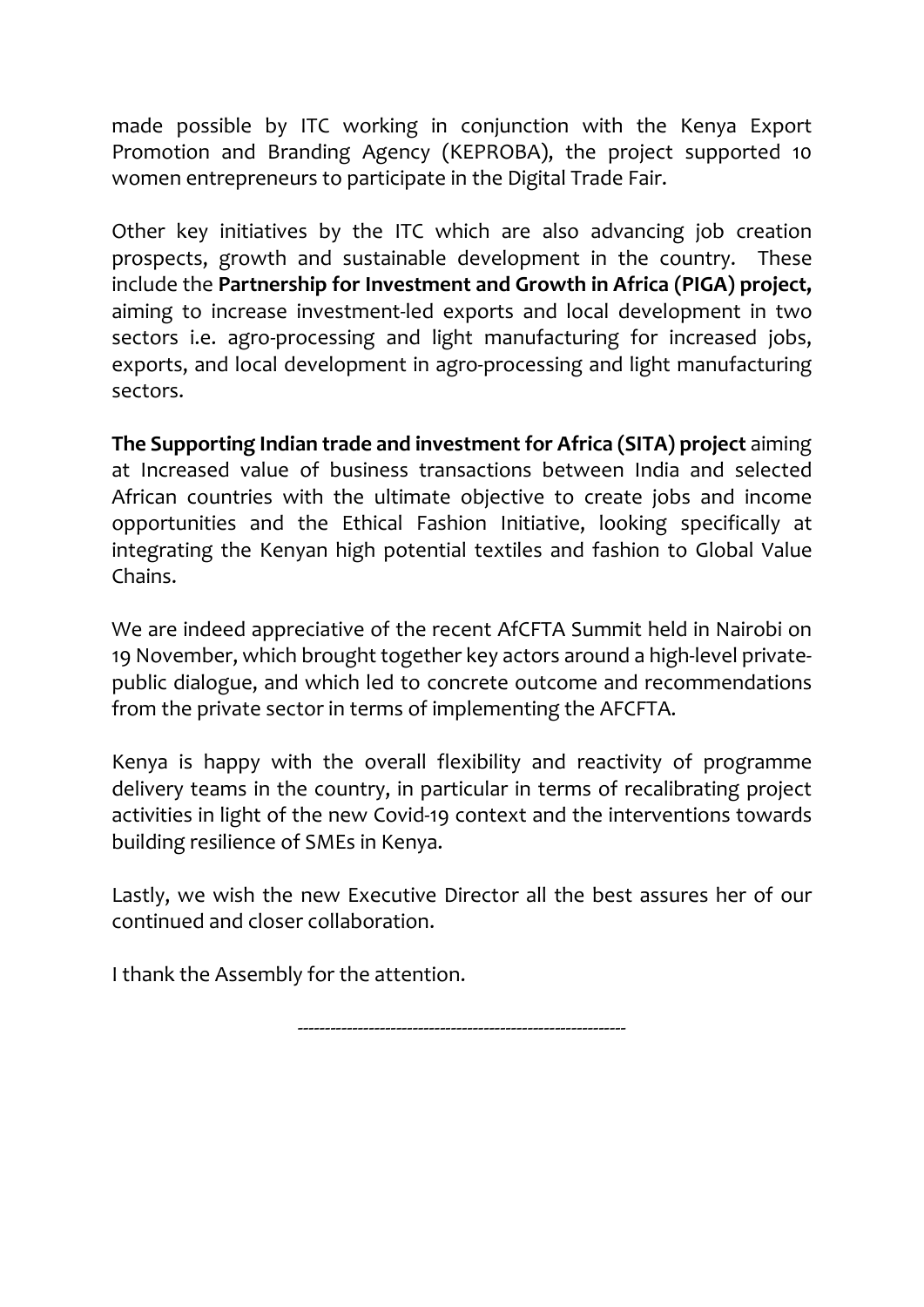made possible by ITC working in conjunction with the Kenya Export Promotion and Branding Agency (KEPROBA), the project supported 10 women entrepreneurs to participate in the Digital Trade Fair.

Other key initiatives by the ITC which are also advancing job creation prospects, growth and sustainable development in the country. These include the **Partnership for Investment and Growth in Africa (PIGA) project,** aiming to increase investment-led exports and local development in two sectors i.e. agro-processing and light manufacturing for increased jobs, exports, and local development in agro-processing and light manufacturing sectors.

**The Supporting Indian trade and investment for Africa (SITA) project** aiming at Increased value of business transactions between India and selected African countries with the ultimate objective to create jobs and income opportunities and the Ethical Fashion Initiative, looking specifically at integrating the Kenyan high potential textiles and fashion to Global Value Chains.

We are indeed appreciative of the recent AfCFTA Summit held in Nairobi on 19 November, which brought together key actors around a high-level private-public dialogue, and which led to concrete outcome and recommendations from the private sector in terms of implementing the AFCFTA.

Kenya is happy with the overall flexibility and reactivity of programme delivery teams in the country, in particular in terms of recalibrating project activities in light of the new Covid-19 context and the interventions towards building resilience of SMEs in Kenya.

Lastly, we wish the new Executive Director all the best assures her of our continued and closer collaboration.

I thank the Assembly for the attention.

---